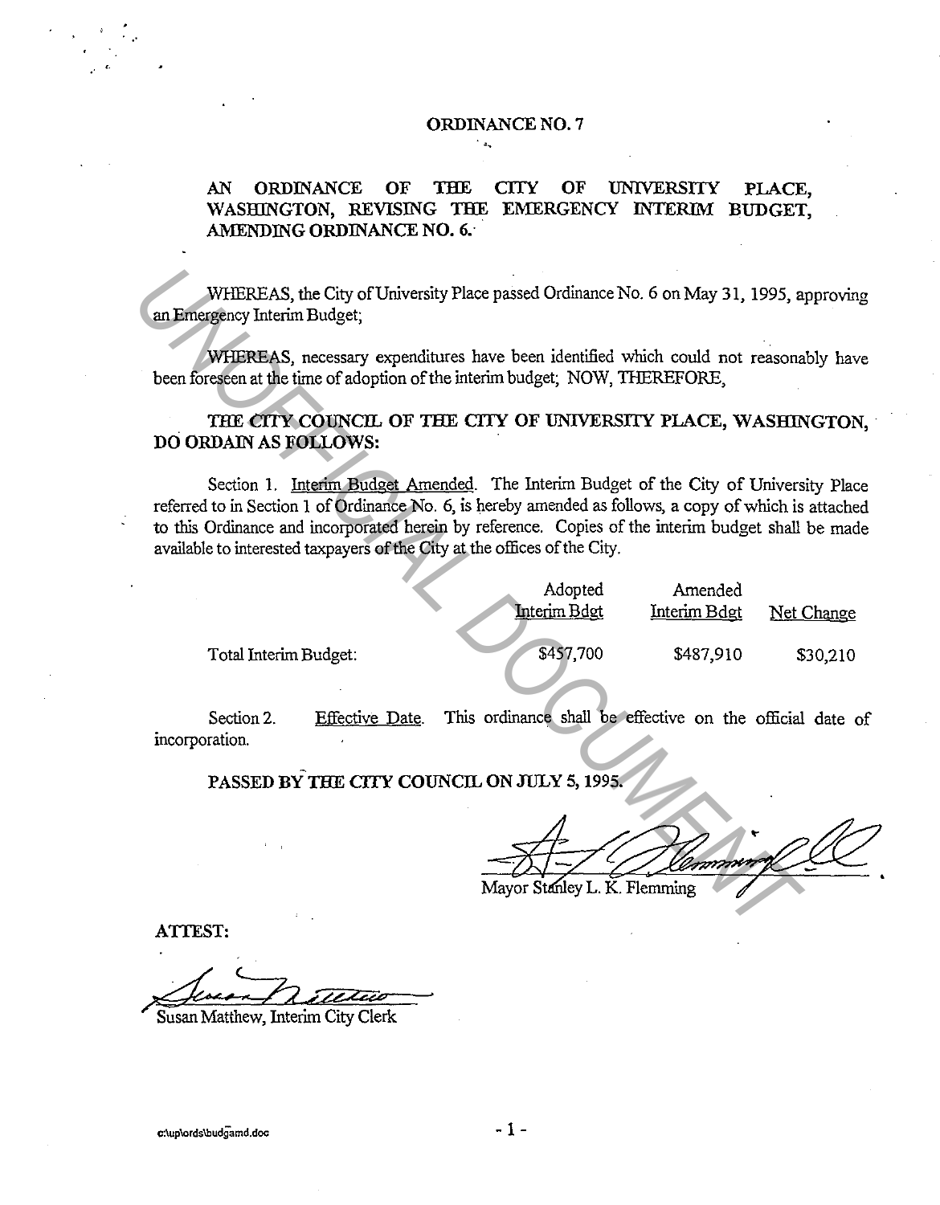# ORDINANCE NO. 7

## AN ORDINANCE OF THE CITY OF UNIVERSITY PLACE, WASHINGTON, REVISING THE EMERGENCY INTERIM BUDGET, AMENDING ORDINANCE NO. 6.

WHEREAS, the City of University Place passed Ordinance No. 6 on May 31, 1995, approving an Emergency Interim Budget;

WHEREAS, necessary expenditures have been identified which could not reasonably have been foreseen at the time of adoption of the interim budget; NOW, THEREFORE,

**THE CITY COUNCIL OF THE CITY OF UNIVERSITY PLACE, WASHINGTON, DO ORDAIN AS FOLLOWS:**

Section 1. Interim Budget Amended. The Interim Budget of the City of University Place referred to in Section 1 of Ordinance No. 6, is hereby amended as follows, a copy of which is attached to this Ordinance and incorporated herein by reference. Copies of the interim budget shall be made available to interested taxpayers of the City at the offices of the City.

| | Adopted Interim Bdgt | Amended Interim Bdgt | Net Change |
|---|---|---|---|
| Total Interim Budget: | $457,700 | $487,910 | $30,210 |

Section 2. Effective Date. This ordinance shall be effective on the official date of incorporation.

**PASSED BY THE CITY COUNCIL ON JULY 5, 1995.**

Mayor Stanley L. K. Flemming

**ATTEST:**

Susan Matthew, Interim City Clerk

c:\up\ords\budgamd.doc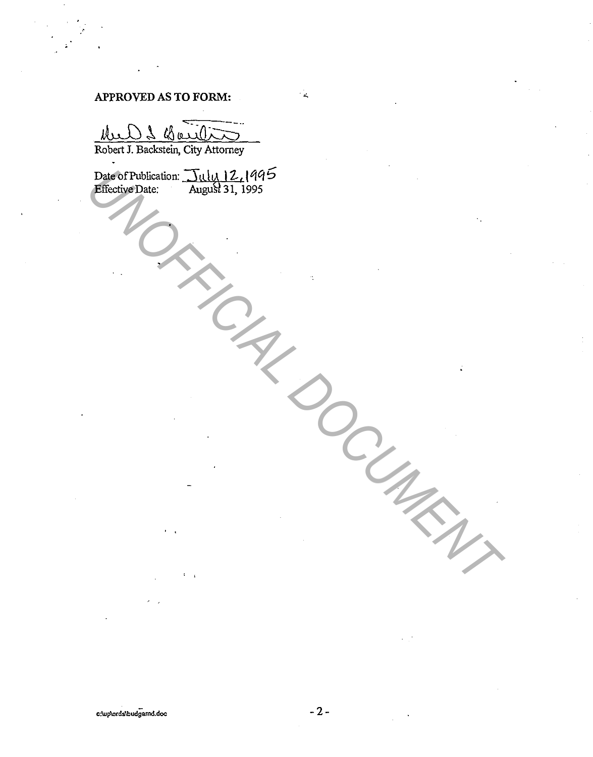**APPROVED AS TO FORM:**

Robert J. Backstein, City Attorney

Date of Publication: July 12, 1995
Effective Date: August 31, 1995

UNOFFICIAL DOCUMENT

c:\up\ords\budgamd.doc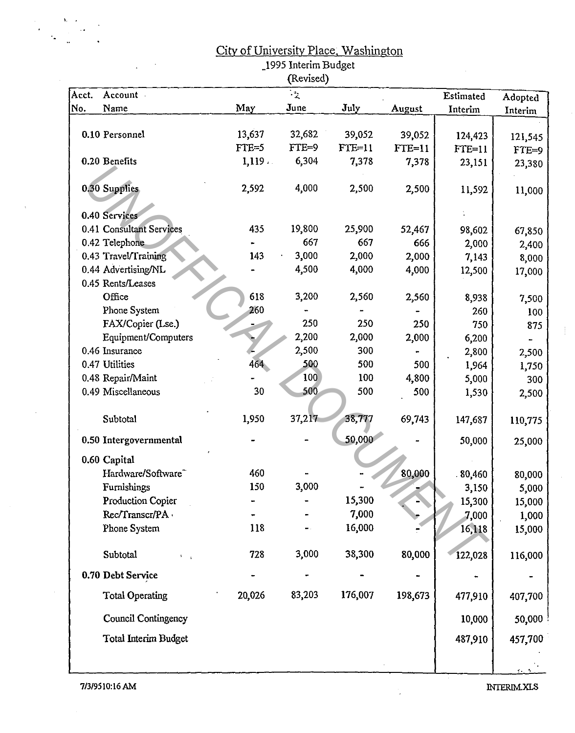# City of University Place, Washington

## 1995 Interim Budget
(Revised)

| Acct. No. | Account Name | May | June | July | August | Estimated Interim | Adopted Interim |
|---|---|---|---|---|---|---|---|
| 0.10 | Personnel | 13,637 | 32,682 | 39,052 | 39,052 | 124,423 | 121,545 |
| | | FTE=5 | FTE=9 | FTE=11 | FTE=11 | FTE=11 | FTE=9 |
| 0.20 | Benefits | 1,119 | 6,304 | 7,378 | 7,378 | 23,151 | 23,380 |
| 0.30 | Supplies | 2,592 | 4,000 | 2,500 | 2,500 | 11,592 | 11,000 |
| 0.40 | Services | | | | | | |
| 0.41 | Consultant Services | 435 | 19,800 | 25,900 | 52,467 | 98,602 | 67,850 |
| 0.42 | Telephone | - | 667 | 667 | 666 | 2,000 | 2,400 |
| 0.43 | Travel/Training | 143 | 3,000 | 2,000 | 2,000 | 7,143 | 8,000 |
| 0.44 | Advertising/NL | - | 4,500 | 4,000 | 4,000 | 12,500 | 17,000 |
| 0.45 | Rents/Leases | | | | | | |
| | Office | 618 | 3,200 | 2,560 | 2,560 | 8,938 | 7,500 |
| | Phone System | 260 | - | - | - | 260 | 100 |
| | FAX/Copier (Lse.) | - | 250 | 250 | 250 | 750 | 875 |
| | Equipment/Computers | - | 2,200 | 2,000 | 2,000 | 6,200 | - |
| 0.46 | Insurance | - | 2,500 | 300 | - | 2,800 | 2,500 |
| 0.47 | Utilities | 464 | 500 | 500 | 500 | 1,964 | 1,750 |
| 0.48 | Repair/Maint | - | 100 | 100 | 4,800 | 5,000 | 300 |
| 0.49 | Miscellaneous | 30 | 500 | 500 | 500 | 1,530 | 2,500 |
| | Subtotal | 1,950 | 37,217 | 38,777 | 69,743 | 147,687 | 110,775 |
| 0.50 | Intergovernmental | - | - | 50,000 | - | 50,000 | 25,000 |
| 0.60 | Capital | | | | | | |
| | Hardware/Software | 460 | - | - | 80,000 | 80,460 | 80,000 |
| | Furnishings | 150 | 3,000 | - | - | 3,150 | 5,000 |
| | Production Copier | - | - | 15,300 | - | 15,300 | 15,000 |
| | Rec/Transcr/PA | - | - | 7,000 | - | 7,000 | 1,000 |
| | Phone System | 118 | - | 16,000 | - | 16,118 | 15,000 |
| | Subtotal | 728 | 3,000 | 38,300 | 80,000 | 122,028 | 116,000 |
| 0.70 | Debt Service | - | - | - | - | - | - |
| | Total Operating | 20,026 | 83,203 | 176,007 | 198,673 | 477,910 | 407,700 |
| | Council Contingency | | | | | 10,000 | 50,000 |
| | Total Interim Budget | | | | | 487,910 | 457,700 |

7/3/95 10:16 AM INTERIM.XLS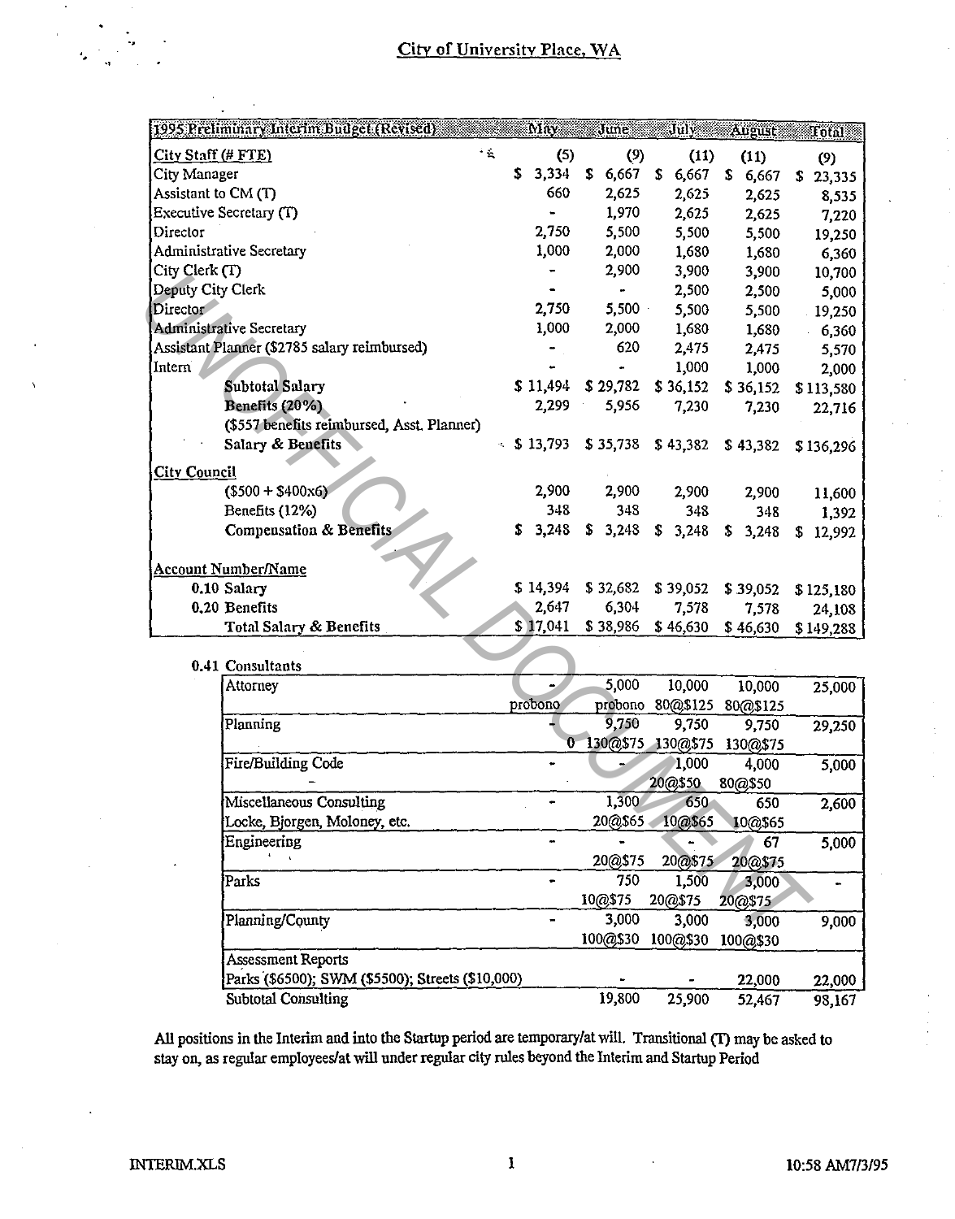## City of University Place, WA

| 1995 Preliminary Interim Budget (Revised) | May | June | July | August | Total |
|---|---|---|---|---|---|
| City Staff (# FTE) | (5) | (9) | (11) | (11) | (9) |
| City Manager | $ 3,334 | $ 6,667 | $ 6,667 | $ 6,667 | $ 23,335 |
| Assistant to CM (T) | 660 | 2,625 | 2,625 | 2,625 | 8,535 |
| Executive Secretary (T) | - | 1,970 | 2,625 | 2,625 | 7,220 |
| Director | 2,750 | 5,500 | 5,500 | 5,500 | 19,250 |
| Administrative Secretary | 1,000 | 2,000 | 1,680 | 1,680 | 6,360 |
| City Clerk (T) | - | 2,900 | 3,900 | 3,900 | 10,700 |
| Deputy City Clerk | - | - | 2,500 | 2,500 | 5,000 |
| Director | 2,750 | 5,500 | 5,500 | 5,500 | 19,250 |
| Administrative Secretary | 1,000 | 2,000 | 1,680 | 1,680 | 6,360 |
| Assistant Planner ($2785 salary reimbursed) | - | 620 | 2,475 | 2,475 | 5,570 |
| Intern | - | - | 1,000 | 1,000 | 2,000 |
| **Subtotal Salary** | $ 11,494 | $ 29,782 | $ 36,152 | $ 36,152 | $ 113,580 |
| **Benefits (20%)** | 2,299 | 5,956 | 7,230 | 7,230 | 22,716 |
| ($557 benefits reimbursed, Asst. Planner) | | | | | |
| **Salary & Benefits** | $ 13,793 | $ 35,738 | $ 43,382 | $ 43,382 | $ 136,296 |
| City Council | | | | | |
| ($500 + $400x6) | 2,900 | 2,900 | 2,900 | 2,900 | 11,600 |
| Benefits (12%) | 348 | 348 | 348 | 348 | 1,392 |
| **Compensation & Benefits** | $ 3,248 | $ 3,248 | $ 3,248 | $ 3,248 | $ 12,992 |
| Account Number/Name | | | | | |
| **0.10** Salary | $ 14,394 | $ 32,682 | $ 39,052 | $ 39,052 | $ 125,180 |
| **0.20** Benefits | 2,647 | 6,304 | 7,578 | 7,578 | 24,108 |
| **Total Salary & Benefits** | $ 17,041 | $ 38,986 | $ 46,630 | $ 46,630 | $ 149,288 |

**0.41** Consultants

| | May | June | July | August | Total |
|---|---|---|---|---|---|
| Attorney | - | 5,000 | 10,000 | 10,000 | 25,000 |
| | probono | probono | 80@$125 | 80@$125 | |
| Planning | - | 9,750 | 9,750 | 9,750 | 29,250 |
| | 0 | 130@$75 | 130@$75 | 130@$75 | |
| Fire/Building Code | - | - | 1,000 | 4,000 | 5,000 |
| - | | | 20@$50 | 80@$50 | |
| Miscellaneous Consulting | - | 1,300 | 650 | 650 | 2,600 |
| Locke, Bjorgen, Moloney, etc. | | 20@$65 | 10@$65 | 10@$65 | |
| Engineering | - | - | - | 67 | 5,000 |
| | | 20@$75 | 20@$75 | 20@$75 | |
| Parks | - | 750 | 1,500 | 3,000 | - |
| | | 10@$75 | 20@$75 | 20@$75 | |
| Planning/County | - | 3,000 | 3,000 | 3,000 | 9,000 |
| | | 100@$30 | 100@$30 | 100@$30 | |
| Assessment Reports | | | | | |
| Parks ($6500); SWM ($5500); Streets ($10,000) | | - | - | 22,000 | 22,000 |
| Subtotal Consulting | | 19,800 | 25,900 | 52,467 | 98,167 |

All positions in the Interim and into the Startup period are temporary/at will. Transitional (T) may be asked to stay on, as regular employees/at will under regular city rules beyond the Interim and Startup Period

INTERIM.XLS 10:58 AM7/3/95